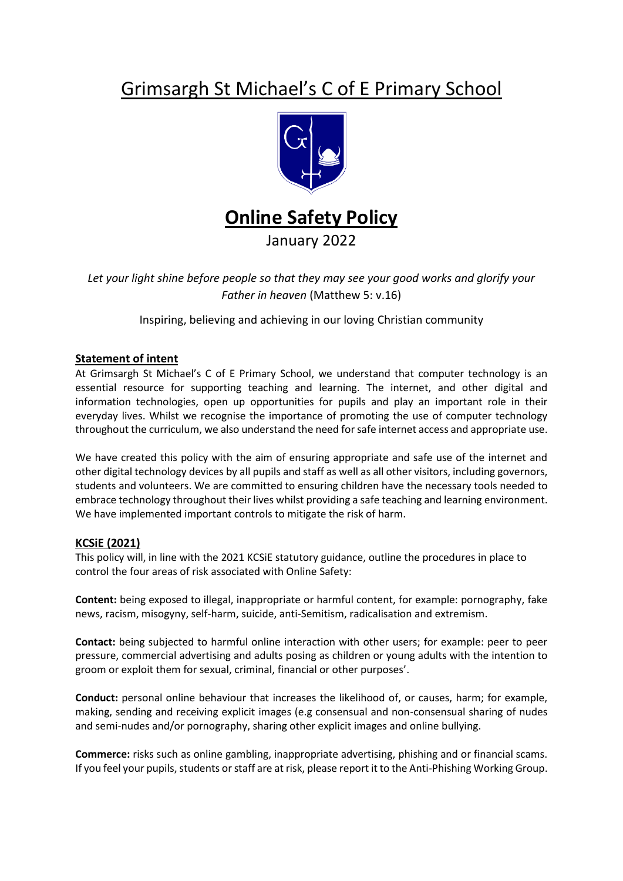# Grimsargh St Michael's C of E Primary School

# Online Safety Policy

January 2022

*Let your light shine before people so that they may see your good works and glorify your Father in heaven* (Matthew 5: v.16)

Inspiring, believing and achieving in our loving Christian community

## Statement of intent

At Grimsargh St Michael's C of E Primary School, we understand that computer technology is an essential resource for supporting teaching and learning. The internet, and other digital and information technologies, open up opportunities for pupils and play an important role in their everyday lives. Whilst we recognise the importance of promoting the use of computer technology throughout the curriculum, we also understand the need for safe internet access and appropriate use.

We have created this policy with the aim of ensuring appropriate and safe use of the internet and other digital technology devices by all pupils and staff as well as all other visitors, including governors, students and volunteers. We are committed to ensuring children have the necessary tools needed to embrace technology throughout their lives whilst providing a safe teaching and learning environment. We have implemented important controls to mitigate the risk of harm.

## KCSiE (2021)

This policy will, in line with the 2021 KCSiE statutory guidance, outline the procedures in place to control the four areas of risk associated with Online Safety:

**Content:** being exposed to illegal, inappropriate or harmful content, for example: pornography, fake news, racism, misogyny, self-harm, suicide, anti-Semitism, radicalisation and extremism.

**Contact:** being subjected to harmful online interaction with other users; for example: peer to peer pressure, commercial advertising and adults posing as children or young adults with the intention to groom or exploit them for sexual, criminal, financial or other purposes'.

**Conduct:** personal online behaviour that increases the likelihood of, or causes, harm; for example, making, sending and receiving explicit images (e.g consensual and non-consensual sharing of nudes and semi-nudes and/or pornography, sharing other explicit images and online bullying.

**Commerce:** risks such as online gambling, inappropriate advertising, phishing and or financial scams. If you feel your pupils, students or staff are at risk, please report it to the Anti-Phishing Working Group.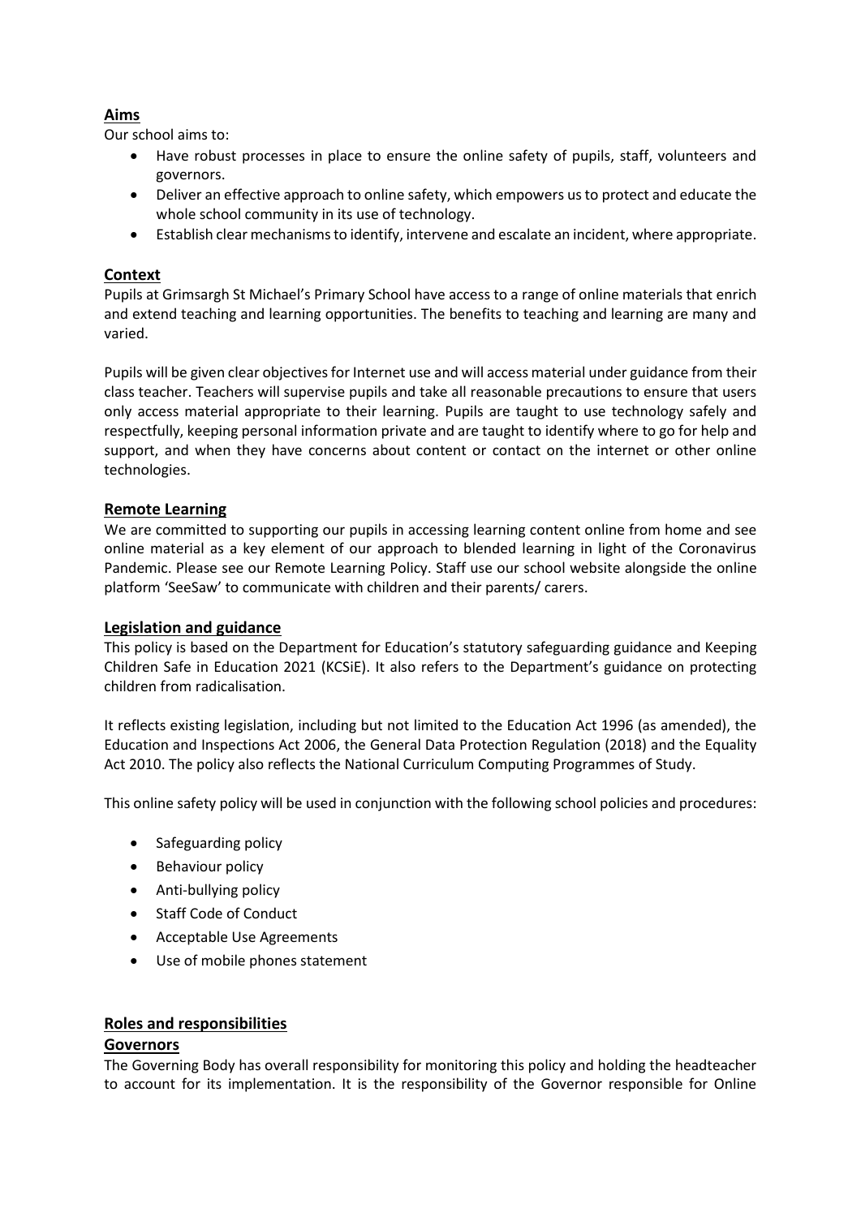## Aims

Our school aims to:

- Have robust processes in place to ensure the online safety of pupils, staff, volunteers and governors.
- Deliver an effective approach to online safety, which empowers us to protect and educate the whole school community in its use of technology.
- Establish clear mechanisms to identify, intervene and escalate an incident, where appropriate.

## Context

Pupils at Grimsargh St Michael's Primary School have access to a range of online materials that enrich and extend teaching and learning opportunities. The benefits to teaching and learning are many and varied.

Pupils will be given clear objectives for Internet use and will access material under guidance from their class teacher. Teachers will supervise pupils and take all reasonable precautions to ensure that users only access material appropriate to their learning. Pupils are taught to use technology safely and respectfully, keeping personal information private and are taught to identify where to go for help and support, and when they have concerns about content or contact on the internet or other online technologies.

## Remote Learning

We are committed to supporting our pupils in accessing learning content online from home and see online material as a key element of our approach to blended learning in light of the Coronavirus Pandemic. Please see our Remote Learning Policy. Staff use our school website alongside the online platform 'SeeSaw' to communicate with children and their parents/ carers.

## Legislation and guidance

This policy is based on the Department for Education's statutory safeguarding guidance and Keeping Children Safe in Education 2021 (KCSiE). It also refers to the Department's guidance on protecting children from radicalisation.

It reflects existing legislation, including but not limited to the Education Act 1996 (as amended), the Education and Inspections Act 2006, the General Data Protection Regulation (2018) and the Equality Act 2010. The policy also reflects the National Curriculum Computing Programmes of Study.

This online safety policy will be used in conjunction with the following school policies and procedures:

- Safeguarding policy
- Behaviour policy
- Anti-bullying policy
- Staff Code of Conduct
- Acceptable Use Agreements
- Use of mobile phones statement

## Roles and responsibilities

### Governors

The Governing Body has overall responsibility for monitoring this policy and holding the headteacher to account for its implementation. It is the responsibility of the Governor responsible for Online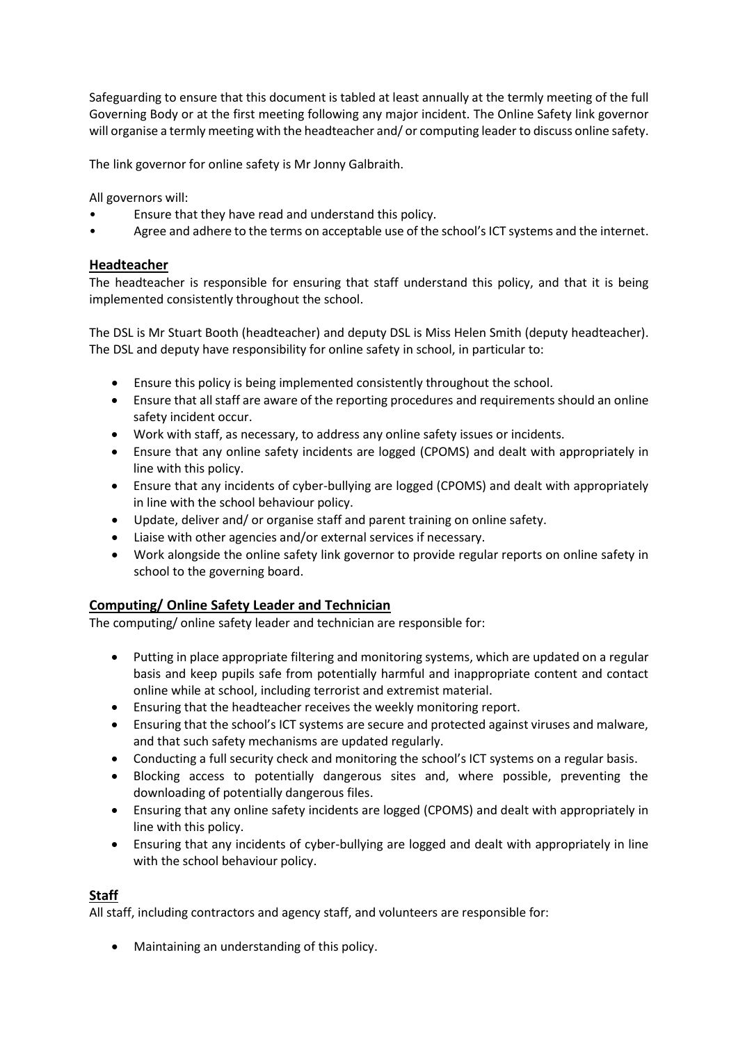Safeguarding to ensure that this document is tabled at least annually at the termly meeting of the full Governing Body or at the first meeting following any major incident. The Online Safety link governor will organise a termly meeting with the headteacher and/ or computing leader to discuss online safety.

The link governor for online safety is Mr Jonny Galbraith.

All governors will:

- Ensure that they have read and understand this policy.
- Agree and adhere to the terms on acceptable use of the school's ICT systems and the internet.

## Headteacher

The headteacher is responsible for ensuring that staff understand this policy, and that it is being implemented consistently throughout the school.

The DSL is Mr Stuart Booth (headteacher) and deputy DSL is Miss Helen Smith (deputy headteacher). The DSL and deputy have responsibility for online safety in school, in particular to:

- Ensure this policy is being implemented consistently throughout the school.
- Ensure that all staff are aware of the reporting procedures and requirements should an online safety incident occur.
- Work with staff, as necessary, to address any online safety issues or incidents.
- Ensure that any online safety incidents are logged (CPOMS) and dealt with appropriately in line with this policy.
- Ensure that any incidents of cyber-bullying are logged (CPOMS) and dealt with appropriately in line with the school behaviour policy.
- Update, deliver and/ or organise staff and parent training on online safety.
- Liaise with other agencies and/or external services if necessary.
- Work alongside the online safety link governor to provide regular reports on online safety in school to the governing board.

## Computing/ Online Safety Leader and Technician

The computing/ online safety leader and technician are responsible for:

- Putting in place appropriate filtering and monitoring systems, which are updated on a regular basis and keep pupils safe from potentially harmful and inappropriate content and contact online while at school, including terrorist and extremist material.
- Ensuring that the headteacher receives the weekly monitoring report.
- Ensuring that the school's ICT systems are secure and protected against viruses and malware, and that such safety mechanisms are updated regularly.
- Conducting a full security check and monitoring the school's ICT systems on a regular basis.
- Blocking access to potentially dangerous sites and, where possible, preventing the downloading of potentially dangerous files.
- Ensuring that any online safety incidents are logged (CPOMS) and dealt with appropriately in line with this policy.
- Ensuring that any incidents of cyber-bullying are logged and dealt with appropriately in line with the school behaviour policy.

## Staff

All staff, including contractors and agency staff, and volunteers are responsible for:

- Maintaining an understanding of this policy.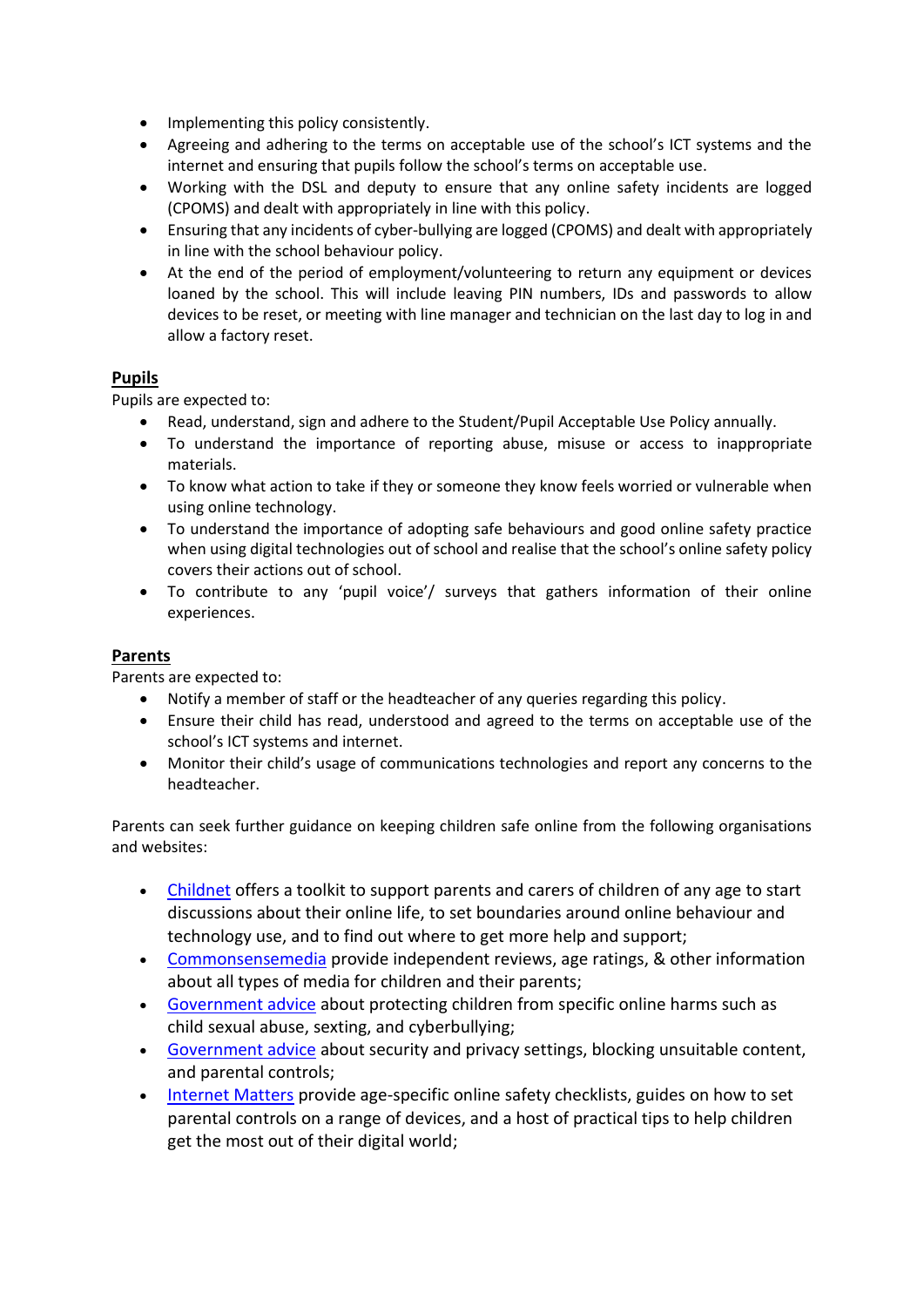- Implementing this policy consistently.
- Agreeing and adhering to the terms on acceptable use of the school's ICT systems and the internet and ensuring that pupils follow the school's terms on acceptable use.
- Working with the DSL and deputy to ensure that any online safety incidents are logged (CPOMS) and dealt with appropriately in line with this policy.
- Ensuring that any incidents of cyber-bullying are logged (CPOMS) and dealt with appropriately in line with the school behaviour policy.
- At the end of the period of employment/volunteering to return any equipment or devices loaned by the school. This will include leaving PIN numbers, IDs and passwords to allow devices to be reset, or meeting with line manager and technician on the last day to log in and allow a factory reset.

**Pupils**

Pupils are expected to:

- Read, understand, sign and adhere to the Student/Pupil Acceptable Use Policy annually.
- To understand the importance of reporting abuse, misuse or access to inappropriate materials.
- To know what action to take if they or someone they know feels worried or vulnerable when using online technology.
- To understand the importance of adopting safe behaviours and good online safety practice when using digital technologies out of school and realise that the school's online safety policy covers their actions out of school.
- To contribute to any 'pupil voice'/ surveys that gathers information of their online experiences.

**Parents**

Parents are expected to:

- Notify a member of staff or the headteacher of any queries regarding this policy.
- Ensure their child has read, understood and agreed to the terms on acceptable use of the school's ICT systems and internet.
- Monitor their child's usage of communications technologies and report any concerns to the headteacher.

Parents can seek further guidance on keeping children safe online from the following organisations and websites:

- Childnet offers a toolkit to support parents and carers of children of any age to start discussions about their online life, to set boundaries around online behaviour and technology use, and to find out where to get more help and support;
- Commonsensemedia provide independent reviews, age ratings, & other information about all types of media for children and their parents;
- Government advice about protecting children from specific online harms such as child sexual abuse, sexting, and cyberbullying;
- Government advice about security and privacy settings, blocking unsuitable content, and parental controls;
- Internet Matters provide age-specific online safety checklists, guides on how to set parental controls on a range of devices, and a host of practical tips to help children get the most out of their digital world;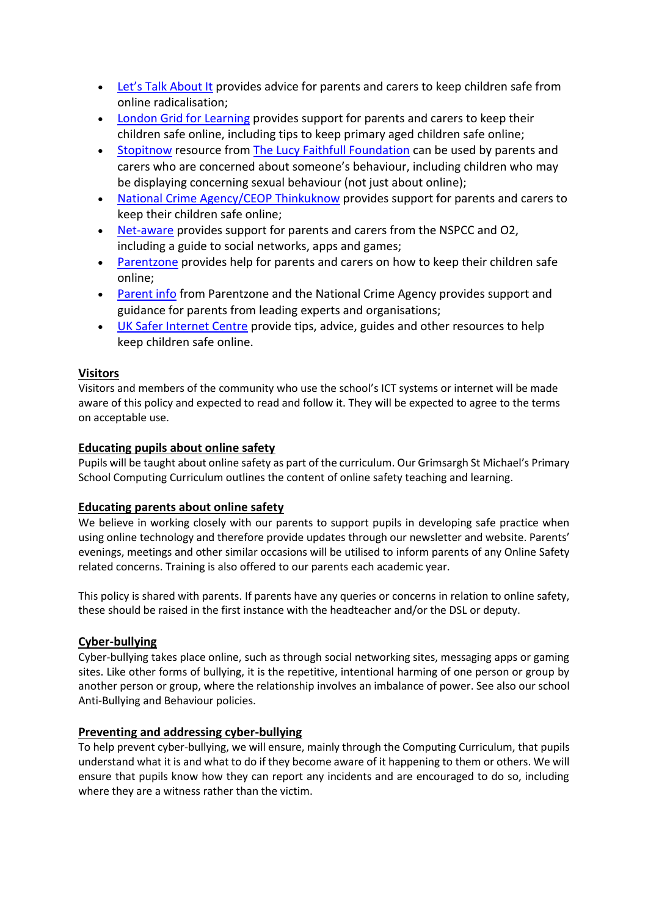- Let's Talk About It provides advice for parents and carers to keep children safe from online radicalisation;
- London Grid for Learning provides support for parents and carers to keep their children safe online, including tips to keep primary aged children safe online;
- Stopitnow resource from The Lucy Faithfull Foundation can be used by parents and carers who are concerned about someone's behaviour, including children who may be displaying concerning sexual behaviour (not just about online);
- National Crime Agency/CEOP Thinkuknow provides support for parents and carers to keep their children safe online;
- Net-aware provides support for parents and carers from the NSPCC and O2, including a guide to social networks, apps and games;
- Parentzone provides help for parents and carers on how to keep their children safe online;
- Parent info from Parentzone and the National Crime Agency provides support and guidance for parents from leading experts and organisations;
- UK Safer Internet Centre provide tips, advice, guides and other resources to help keep children safe online.

## Visitors

Visitors and members of the community who use the school's ICT systems or internet will be made aware of this policy and expected to read and follow it. They will be expected to agree to the terms on acceptable use.

## Educating pupils about online safety

Pupils will be taught about online safety as part of the curriculum. Our Grimsargh St Michael's Primary School Computing Curriculum outlines the content of online safety teaching and learning.

## Educating parents about online safety

We believe in working closely with our parents to support pupils in developing safe practice when using online technology and therefore provide updates through our newsletter and website. Parents' evenings, meetings and other similar occasions will be utilised to inform parents of any Online Safety related concerns. Training is also offered to our parents each academic year.

This policy is shared with parents. If parents have any queries or concerns in relation to online safety, these should be raised in the first instance with the headteacher and/or the DSL or deputy.

## Cyber-bullying

Cyber-bullying takes place online, such as through social networking sites, messaging apps or gaming sites. Like other forms of bullying, it is the repetitive, intentional harming of one person or group by another person or group, where the relationship involves an imbalance of power. See also our school Anti-Bullying and Behaviour policies.

## Preventing and addressing cyber-bullying

To help prevent cyber-bullying, we will ensure, mainly through the Computing Curriculum, that pupils understand what it is and what to do if they become aware of it happening to them or others. We will ensure that pupils know how they can report any incidents and are encouraged to do so, including where they are a witness rather than the victim.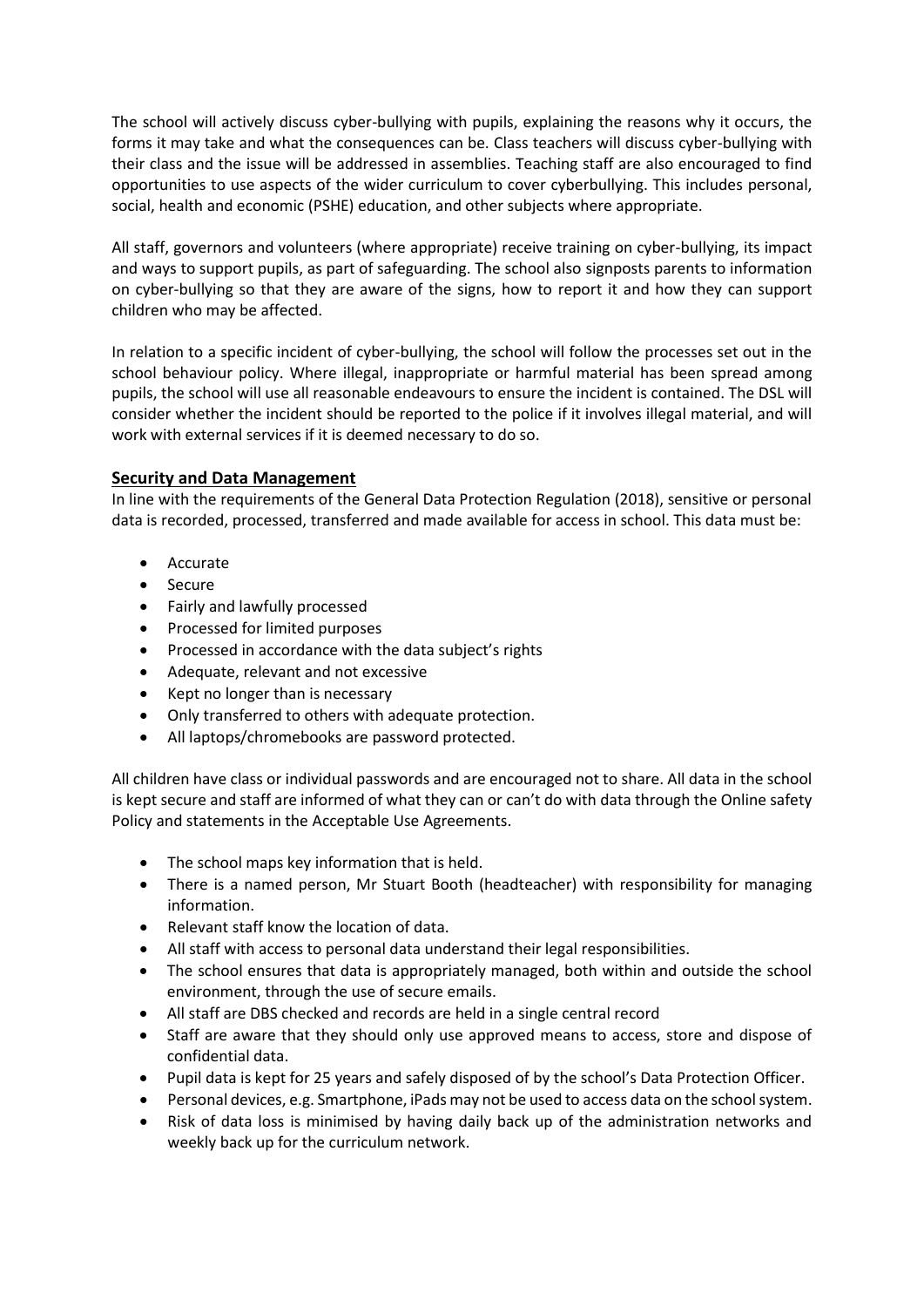The school will actively discuss cyber-bullying with pupils, explaining the reasons why it occurs, the forms it may take and what the consequences can be. Class teachers will discuss cyber-bullying with their class and the issue will be addressed in assemblies. Teaching staff are also encouraged to find opportunities to use aspects of the wider curriculum to cover cyberbullying. This includes personal, social, health and economic (PSHE) education, and other subjects where appropriate.

All staff, governors and volunteers (where appropriate) receive training on cyber-bullying, its impact and ways to support pupils, as part of safeguarding. The school also signposts parents to information on cyber-bullying so that they are aware of the signs, how to report it and how they can support children who may be affected.

In relation to a specific incident of cyber-bullying, the school will follow the processes set out in the school behaviour policy. Where illegal, inappropriate or harmful material has been spread among pupils, the school will use all reasonable endeavours to ensure the incident is contained. The DSL will consider whether the incident should be reported to the police if it involves illegal material, and will work with external services if it is deemed necessary to do so.

## Security and Data Management

In line with the requirements of the General Data Protection Regulation (2018), sensitive or personal data is recorded, processed, transferred and made available for access in school. This data must be:

- Accurate
- Secure
- Fairly and lawfully processed
- Processed for limited purposes
- Processed in accordance with the data subject's rights
- Adequate, relevant and not excessive
- Kept no longer than is necessary
- Only transferred to others with adequate protection.
- All laptops/chromebooks are password protected.

All children have class or individual passwords and are encouraged not to share. All data in the school is kept secure and staff are informed of what they can or can't do with data through the Online safety Policy and statements in the Acceptable Use Agreements.

- The school maps key information that is held.
- There is a named person, Mr Stuart Booth (headteacher) with responsibility for managing information.
- Relevant staff know the location of data.
- All staff with access to personal data understand their legal responsibilities.
- The school ensures that data is appropriately managed, both within and outside the school environment, through the use of secure emails.
- All staff are DBS checked and records are held in a single central record
- Staff are aware that they should only use approved means to access, store and dispose of confidential data.
- Pupil data is kept for 25 years and safely disposed of by the school's Data Protection Officer.
- Personal devices, e.g. Smartphone, iPads may not be used to access data on the school system.
- Risk of data loss is minimised by having daily back up of the administration networks and weekly back up for the curriculum network.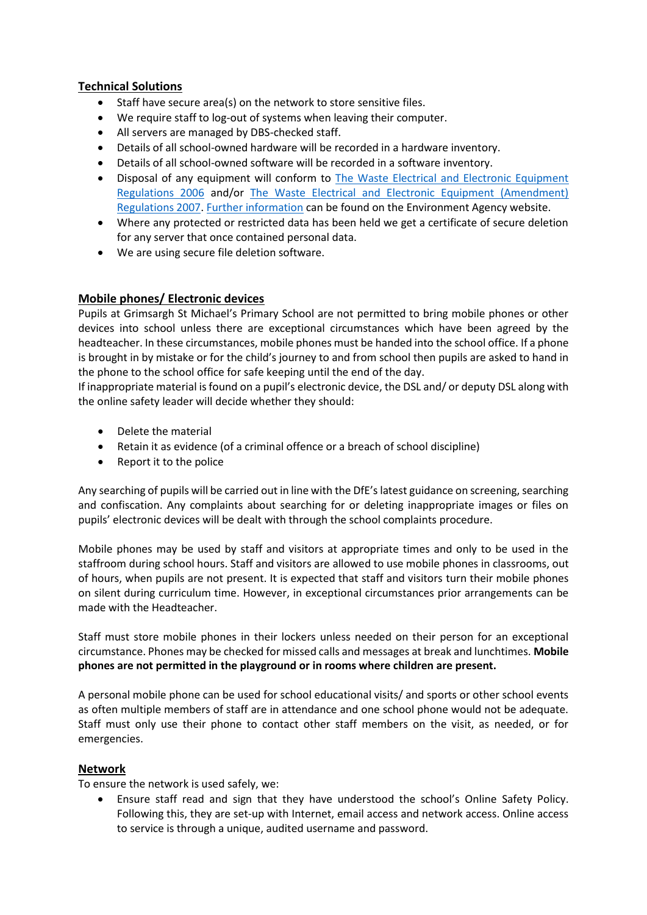## Technical Solutions

- Staff have secure area(s) on the network to store sensitive files.
- We require staff to log-out of systems when leaving their computer.
- All servers are managed by DBS-checked staff.
- Details of all school-owned hardware will be recorded in a hardware inventory.
- Details of all school-owned software will be recorded in a software inventory.
- Disposal of any equipment will conform to The Waste Electrical and Electronic Equipment Regulations 2006 and/or The Waste Electrical and Electronic Equipment (Amendment) Regulations 2007. Further information can be found on the Environment Agency website.
- Where any protected or restricted data has been held we get a certificate of secure deletion for any server that once contained personal data.
- We are using secure file deletion software.

## Mobile phones/ Electronic devices

Pupils at Grimsargh St Michael's Primary School are not permitted to bring mobile phones or other devices into school unless there are exceptional circumstances which have been agreed by the headteacher. In these circumstances, mobile phones must be handed into the school office. If a phone is brought in by mistake or for the child's journey to and from school then pupils are asked to hand in the phone to the school office for safe keeping until the end of the day.

If inappropriate material is found on a pupil's electronic device, the DSL and/ or deputy DSL along with the online safety leader will decide whether they should:

- Delete the material
- Retain it as evidence (of a criminal offence or a breach of school discipline)
- Report it to the police

Any searching of pupils will be carried out in line with the DfE's latest guidance on screening, searching and confiscation. Any complaints about searching for or deleting inappropriate images or files on pupils' electronic devices will be dealt with through the school complaints procedure.

Mobile phones may be used by staff and visitors at appropriate times and only to be used in the staffroom during school hours. Staff and visitors are allowed to use mobile phones in classrooms, out of hours, when pupils are not present. It is expected that staff and visitors turn their mobile phones on silent during curriculum time. However, in exceptional circumstances prior arrangements can be made with the Headteacher.

Staff must store mobile phones in their lockers unless needed on their person for an exceptional circumstance. Phones may be checked for missed calls and messages at break and lunchtimes. **Mobile phones are not permitted in the playground or in rooms where children are present.**

A personal mobile phone can be used for school educational visits/ and sports or other school events as often multiple members of staff are in attendance and one school phone would not be adequate. Staff must only use their phone to contact other staff members on the visit, as needed, or for emergencies.

## Network

To ensure the network is used safely, we:

- Ensure staff read and sign that they have understood the school's Online Safety Policy. Following this, they are set-up with Internet, email access and network access. Online access to service is through a unique, audited username and password.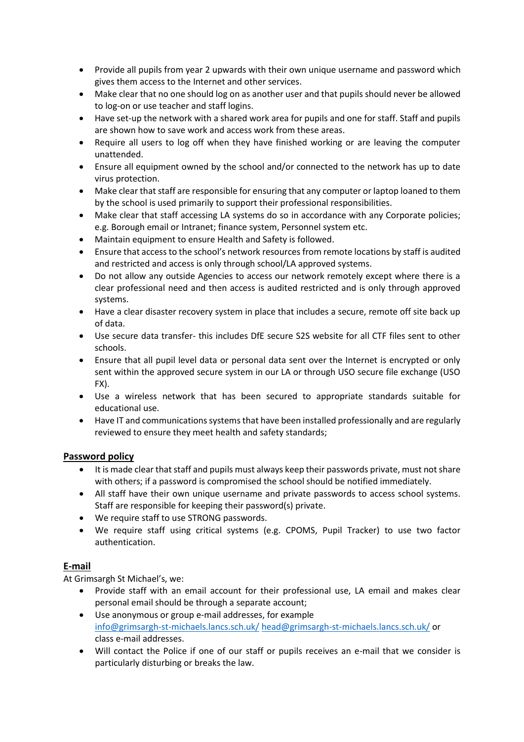- Provide all pupils from year 2 upwards with their own unique username and password which gives them access to the Internet and other services.
- Make clear that no one should log on as another user and that pupils should never be allowed to log-on or use teacher and staff logins.
- Have set-up the network with a shared work area for pupils and one for staff. Staff and pupils are shown how to save work and access work from these areas.
- Require all users to log off when they have finished working or are leaving the computer unattended.
- Ensure all equipment owned by the school and/or connected to the network has up to date virus protection.
- Make clear that staff are responsible for ensuring that any computer or laptop loaned to them by the school is used primarily to support their professional responsibilities.
- Make clear that staff accessing LA systems do so in accordance with any Corporate policies; e.g. Borough email or Intranet; finance system, Personnel system etc.
- Maintain equipment to ensure Health and Safety is followed.
- Ensure that access to the school's network resources from remote locations by staff is audited and restricted and access is only through school/LA approved systems.
- Do not allow any outside Agencies to access our network remotely except where there is a clear professional need and then access is audited restricted and is only through approved systems.
- Have a clear disaster recovery system in place that includes a secure, remote off site back up of data.
- Use secure data transfer- this includes DfE secure S2S website for all CTF files sent to other schools.
- Ensure that all pupil level data or personal data sent over the Internet is encrypted or only sent within the approved secure system in our LA or through USO secure file exchange (USO FX).
- Use a wireless network that has been secured to appropriate standards suitable for educational use.
- Have IT and communications systems that have been installed professionally and are regularly reviewed to ensure they meet health and safety standards;

**Password policy**

- It is made clear that staff and pupils must always keep their passwords private, must not share with others; if a password is compromised the school should be notified immediately.
- All staff have their own unique username and private passwords to access school systems. Staff are responsible for keeping their password(s) private.
- We require staff to use STRONG passwords.
- We require staff using critical systems (e.g. CPOMS, Pupil Tracker) to use two factor authentication.

**E-mail**

At Grimsargh St Michael's, we:

- Provide staff with an email account for their professional use, LA email and makes clear personal email should be through a separate account;
- Use anonymous or group e-mail addresses, for example info@grimsargh-st-michaels.lancs.sch.uk/ head@grimsargh-st-michaels.lancs.sch.uk/ or class e-mail addresses.
- Will contact the Police if one of our staff or pupils receives an e-mail that we consider is particularly disturbing or breaks the law.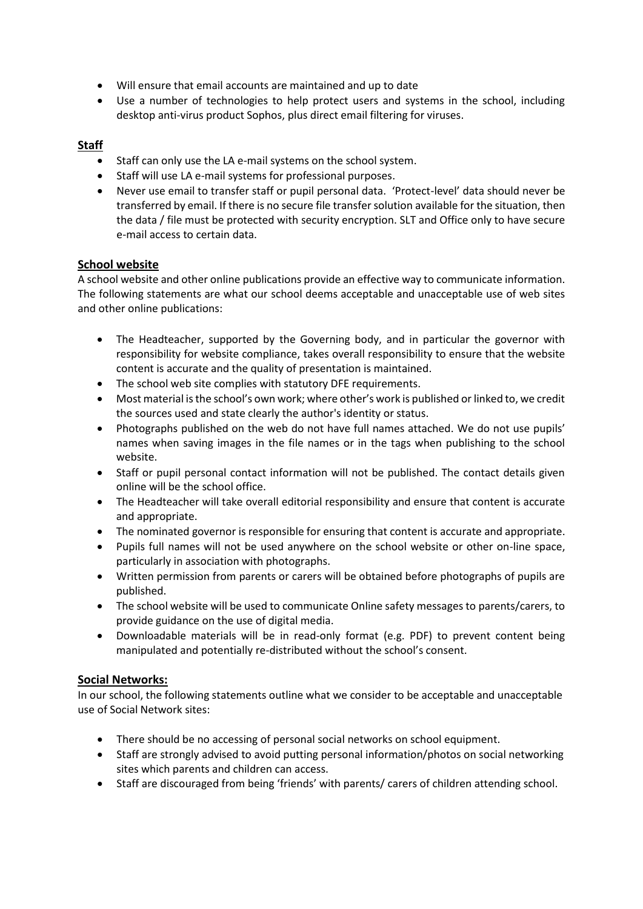- Will ensure that email accounts are maintained and up to date
- Use a number of technologies to help protect users and systems in the school, including desktop anti-virus product Sophos, plus direct email filtering for viruses.

## **Staff**

- Staff can only use the LA e-mail systems on the school system.
- Staff will use LA e-mail systems for professional purposes.
- Never use email to transfer staff or pupil personal data. 'Protect-level' data should never be transferred by email. If there is no secure file transfer solution available for the situation, then the data / file must be protected with security encryption. SLT and Office only to have secure e-mail access to certain data.

## **School website**

A school website and other online publications provide an effective way to communicate information. The following statements are what our school deems acceptable and unacceptable use of web sites and other online publications:

- The Headteacher, supported by the Governing body, and in particular the governor with responsibility for website compliance, takes overall responsibility to ensure that the website content is accurate and the quality of presentation is maintained.
- The school web site complies with statutory DFE requirements.
- Most material is the school's own work; where other's work is published or linked to, we credit the sources used and state clearly the author's identity or status.
- Photographs published on the web do not have full names attached. We do not use pupils' names when saving images in the file names or in the tags when publishing to the school website.
- Staff or pupil personal contact information will not be published. The contact details given online will be the school office.
- The Headteacher will take overall editorial responsibility and ensure that content is accurate and appropriate.
- The nominated governor is responsible for ensuring that content is accurate and appropriate.
- Pupils full names will not be used anywhere on the school website or other on-line space, particularly in association with photographs.
- Written permission from parents or carers will be obtained before photographs of pupils are published.
- The school website will be used to communicate Online safety messages to parents/carers, to provide guidance on the use of digital media.
- Downloadable materials will be in read-only format (e.g. PDF) to prevent content being manipulated and potentially re-distributed without the school's consent.

## **Social Networks:**

In our school, the following statements outline what we consider to be acceptable and unacceptable use of Social Network sites:

- There should be no accessing of personal social networks on school equipment.
- Staff are strongly advised to avoid putting personal information/photos on social networking sites which parents and children can access.
- Staff are discouraged from being 'friends' with parents/ carers of children attending school.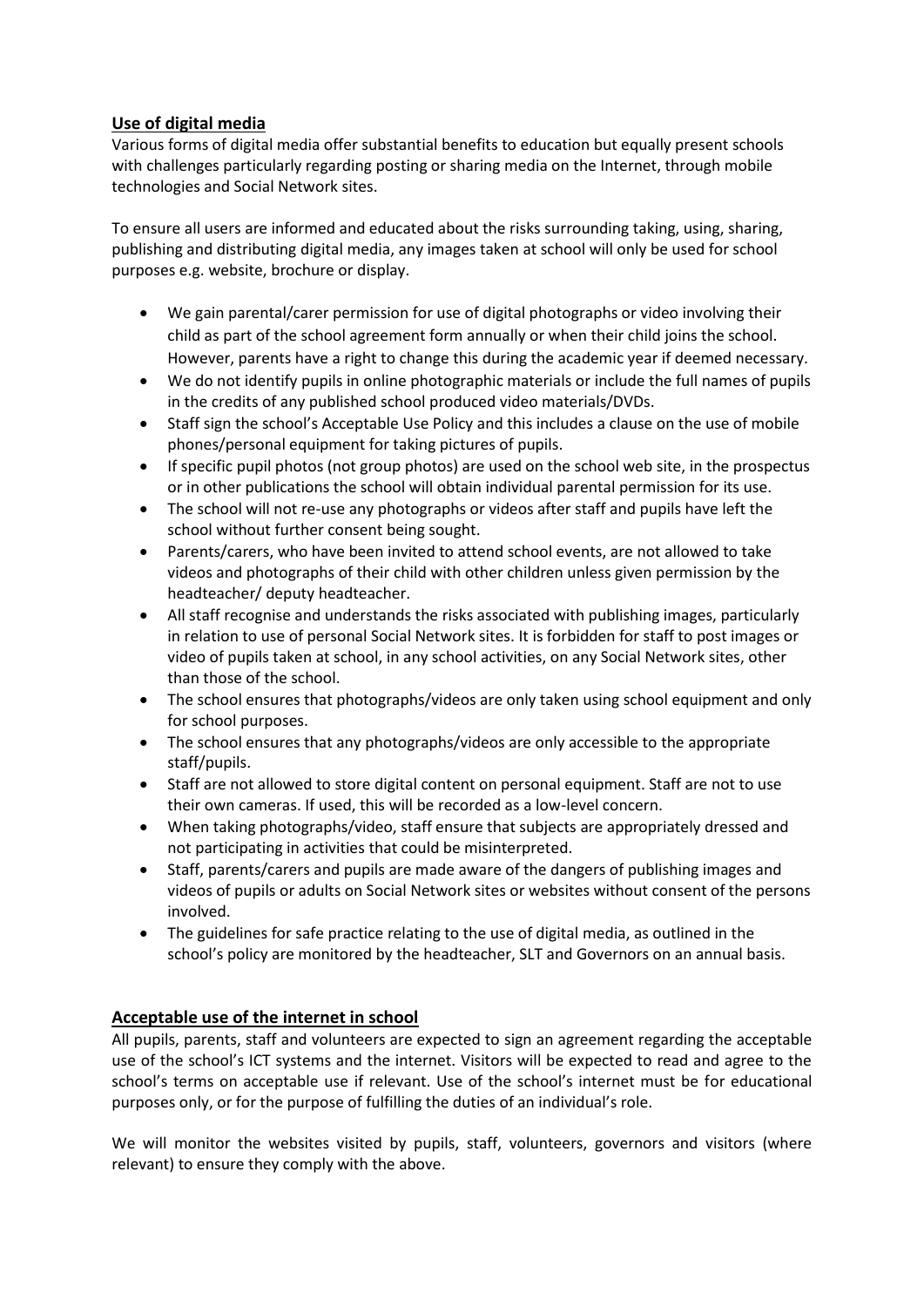## Use of digital media

Various forms of digital media offer substantial benefits to education but equally present schools with challenges particularly regarding posting or sharing media on the Internet, through mobile technologies and Social Network sites.

To ensure all users are informed and educated about the risks surrounding taking, using, sharing, publishing and distributing digital media, any images taken at school will only be used for school purposes e.g. website, brochure or display.

- We gain parental/carer permission for use of digital photographs or video involving their child as part of the school agreement form annually or when their child joins the school. However, parents have a right to change this during the academic year if deemed necessary.
- We do not identify pupils in online photographic materials or include the full names of pupils in the credits of any published school produced video materials/DVDs.
- Staff sign the school's Acceptable Use Policy and this includes a clause on the use of mobile phones/personal equipment for taking pictures of pupils.
- If specific pupil photos (not group photos) are used on the school web site, in the prospectus or in other publications the school will obtain individual parental permission for its use.
- The school will not re-use any photographs or videos after staff and pupils have left the school without further consent being sought.
- Parents/carers, who have been invited to attend school events, are not allowed to take videos and photographs of their child with other children unless given permission by the headteacher/ deputy headteacher.
- All staff recognise and understands the risks associated with publishing images, particularly in relation to use of personal Social Network sites. It is forbidden for staff to post images or video of pupils taken at school, in any school activities, on any Social Network sites, other than those of the school.
- The school ensures that photographs/videos are only taken using school equipment and only for school purposes.
- The school ensures that any photographs/videos are only accessible to the appropriate staff/pupils.
- Staff are not allowed to store digital content on personal equipment. Staff are not to use their own cameras. If used, this will be recorded as a low-level concern.
- When taking photographs/video, staff ensure that subjects are appropriately dressed and not participating in activities that could be misinterpreted.
- Staff, parents/carers and pupils are made aware of the dangers of publishing images and videos of pupils or adults on Social Network sites or websites without consent of the persons involved.
- The guidelines for safe practice relating to the use of digital media, as outlined in the school's policy are monitored by the headteacher, SLT and Governors on an annual basis.

## Acceptable use of the internet in school

All pupils, parents, staff and volunteers are expected to sign an agreement regarding the acceptable use of the school's ICT systems and the internet. Visitors will be expected to read and agree to the school's terms on acceptable use if relevant. Use of the school's internet must be for educational purposes only, or for the purpose of fulfilling the duties of an individual's role.

We will monitor the websites visited by pupils, staff, volunteers, governors and visitors (where relevant) to ensure they comply with the above.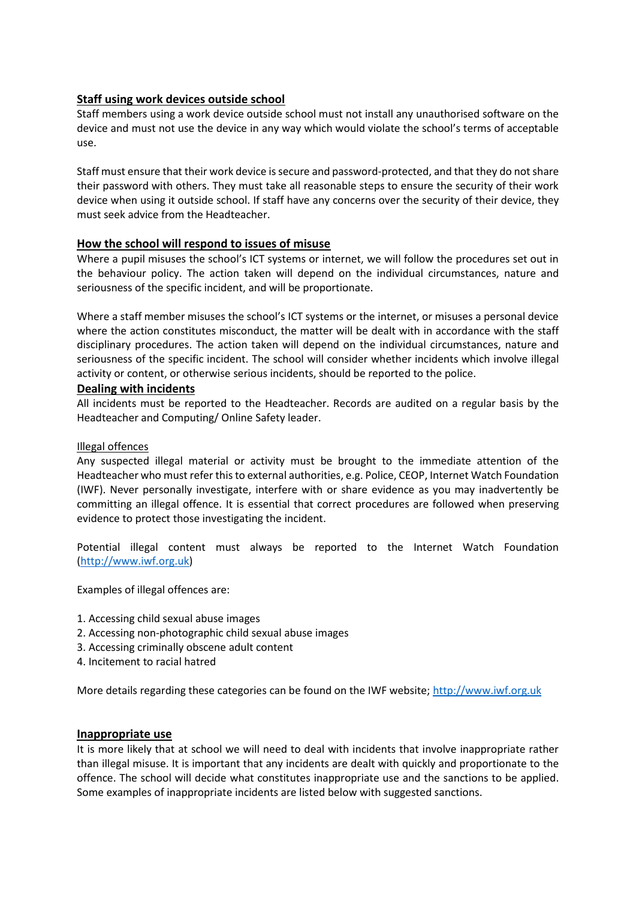## Staff using work devices outside school

Staff members using a work device outside school must not install any unauthorised software on the device and must not use the device in any way which would violate the school's terms of acceptable use.

Staff must ensure that their work device is secure and password-protected, and that they do not share their password with others. They must take all reasonable steps to ensure the security of their work device when using it outside school. If staff have any concerns over the security of their device, they must seek advice from the Headteacher.

## How the school will respond to issues of misuse

Where a pupil misuses the school's ICT systems or internet, we will follow the procedures set out in the behaviour policy. The action taken will depend on the individual circumstances, nature and seriousness of the specific incident, and will be proportionate.

Where a staff member misuses the school's ICT systems or the internet, or misuses a personal device where the action constitutes misconduct, the matter will be dealt with in accordance with the staff disciplinary procedures. The action taken will depend on the individual circumstances, nature and seriousness of the specific incident. The school will consider whether incidents which involve illegal activity or content, or otherwise serious incidents, should be reported to the police.

## Dealing with incidents

All incidents must be reported to the Headteacher. Records are audited on a regular basis by the Headteacher and Computing/ Online Safety leader.

### Illegal offences

Any suspected illegal material or activity must be brought to the immediate attention of the Headteacher who must refer this to external authorities, e.g. Police, CEOP, Internet Watch Foundation (IWF). Never personally investigate, interfere with or share evidence as you may inadvertently be committing an illegal offence. It is essential that correct procedures are followed when preserving evidence to protect those investigating the incident.

Potential illegal content must always be reported to the Internet Watch Foundation (http://www.iwf.org.uk)

Examples of illegal offences are:

1. Accessing child sexual abuse images
2. Accessing non-photographic child sexual abuse images
3. Accessing criminally obscene adult content
4. Incitement to racial hatred

More details regarding these categories can be found on the IWF website; http://www.iwf.org.uk

## Inappropriate use

It is more likely that at school we will need to deal with incidents that involve inappropriate rather than illegal misuse. It is important that any incidents are dealt with quickly and proportionate to the offence. The school will decide what constitutes inappropriate use and the sanctions to be applied. Some examples of inappropriate incidents are listed below with suggested sanctions.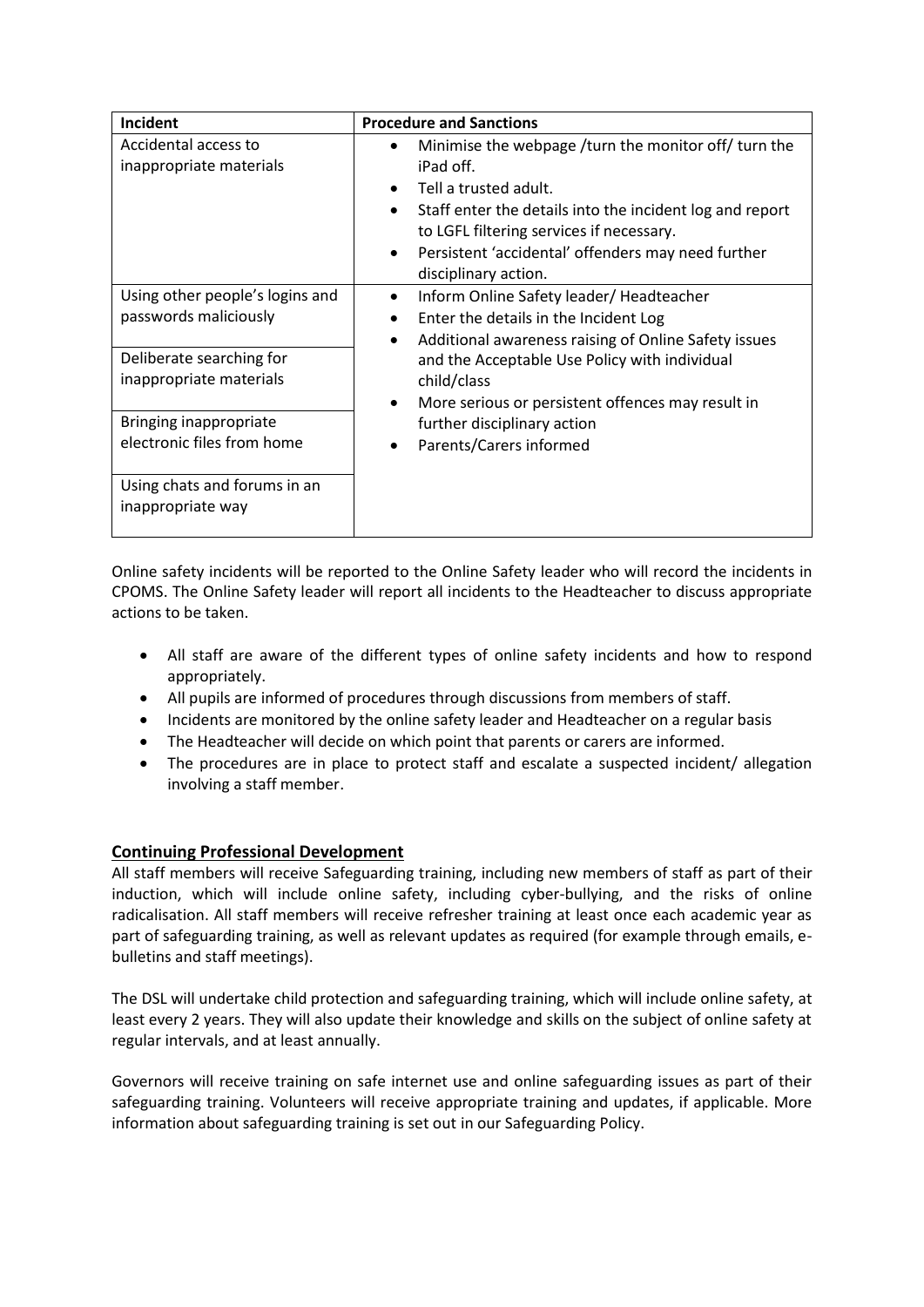| Incident | Procedure and Sanctions |
| --- | --- |
| Accidental access to inappropriate materials | • Minimise the webpage /turn the monitor off/ turn the iPad off.<br>• Tell a trusted adult.<br>• Staff enter the details into the incident log and report to LGFL filtering services if necessary.<br>• Persistent 'accidental' offenders may need further disciplinary action. |
| Using other people's logins and passwords maliciously | • Inform Online Safety leader/ Headteacher<br>• Enter the details in the Incident Log<br>• Additional awareness raising of Online Safety issues and the Acceptable Use Policy with individual child/class<br>• More serious or persistent offences may result in further disciplinary action<br>• Parents/Carers informed |
| Deliberate searching for inappropriate materials | |
| Bringing inappropriate electronic files from home | |
| Using chats and forums in an inappropriate way | |

Online safety incidents will be reported to the Online Safety leader who will record the incidents in CPOMS. The Online Safety leader will report all incidents to the Headteacher to discuss appropriate actions to be taken.

- All staff are aware of the different types of online safety incidents and how to respond appropriately.
- All pupils are informed of procedures through discussions from members of staff.
- Incidents are monitored by the online safety leader and Headteacher on a regular basis
- The Headteacher will decide on which point that parents or carers are informed.
- The procedures are in place to protect staff and escalate a suspected incident/ allegation involving a staff member.

## Continuing Professional Development

All staff members will receive Safeguarding training, including new members of staff as part of their induction, which will include online safety, including cyber-bullying, and the risks of online radicalisation. All staff members will receive refresher training at least once each academic year as part of safeguarding training, as well as relevant updates as required (for example through emails, e-bulletins and staff meetings).

The DSL will undertake child protection and safeguarding training, which will include online safety, at least every 2 years. They will also update their knowledge and skills on the subject of online safety at regular intervals, and at least annually.

Governors will receive training on safe internet use and online safeguarding issues as part of their safeguarding training. Volunteers will receive appropriate training and updates, if applicable. More information about safeguarding training is set out in our Safeguarding Policy.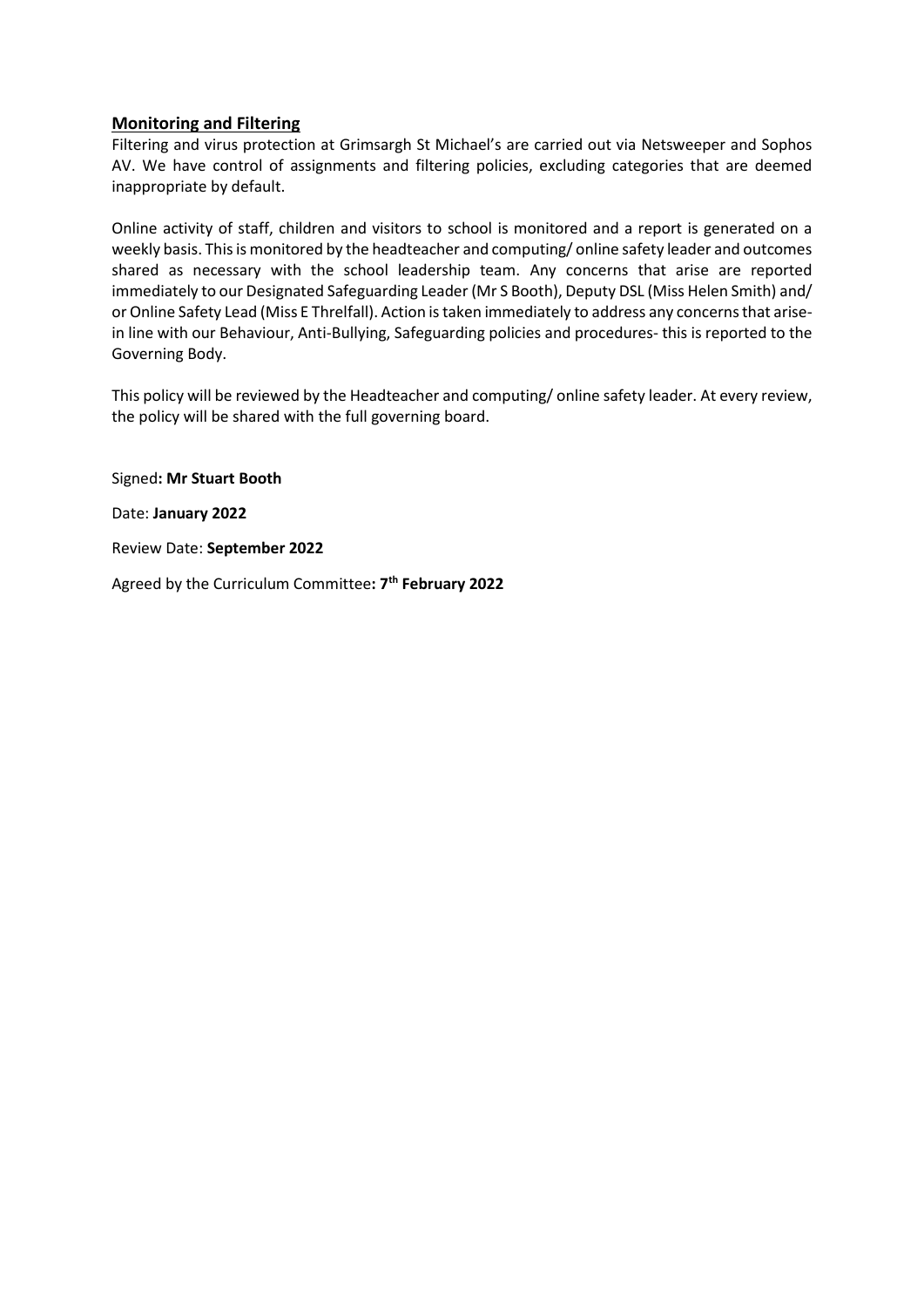## Monitoring and Filtering

Filtering and virus protection at Grimsargh St Michael's are carried out via Netsweeper and Sophos AV. We have control of assignments and filtering policies, excluding categories that are deemed inappropriate by default.

Online activity of staff, children and visitors to school is monitored and a report is generated on a weekly basis. This is monitored by the headteacher and computing/ online safety leader and outcomes shared as necessary with the school leadership team. Any concerns that arise are reported immediately to our Designated Safeguarding Leader (Mr S Booth), Deputy DSL (Miss Helen Smith) and/ or Online Safety Lead (Miss E Threlfall). Action is taken immediately to address any concerns that arise- in line with our Behaviour, Anti-Bullying, Safeguarding policies and procedures- this is reported to the Governing Body.

This policy will be reviewed by the Headteacher and computing/ online safety leader. At every review, the policy will be shared with the full governing board.

Signed**: Mr Stuart Booth**

Date: **January 2022**

Review Date: **September 2022**

Agreed by the Curriculum Committee**: 7th February 2022**